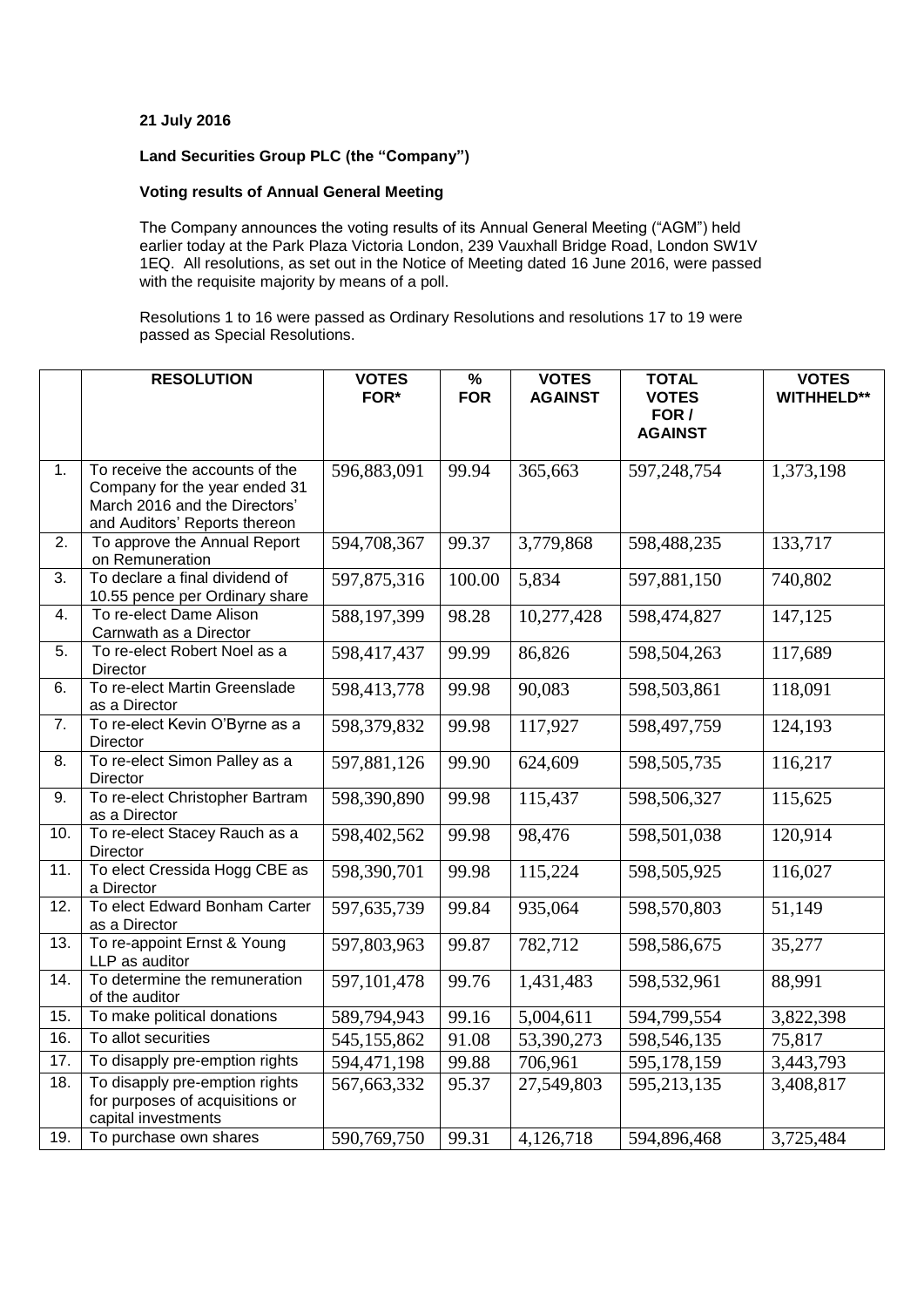**21 July 2016**

**Land Securities Group PLC (the "Company")**

**Voting results of Annual General Meeting**

The Company announces the voting results of its Annual General Meeting ("AGM") held earlier today at the Park Plaza Victoria London, 239 Vauxhall Bridge Road, London SW1V 1EQ. All resolutions, as set out in the Notice of Meeting dated 16 June 2016, were passed with the requisite majority by means of a poll.

Resolutions 1 to 16 were passed as Ordinary Resolutions and resolutions 17 to 19 were passed as Special Resolutions.

| | **RESOLUTION** | **VOTES FOR*** | **% FOR** | **VOTES AGAINST** | **TOTAL VOTES FOR / AGAINST** | **VOTES WITHHELD**** |
|---|---|---|---|---|---|---|
| 1. | To receive the accounts of the Company for the year ended 31 March 2016 and the Directors' and Auditors' Reports thereon | 596,883,091 | 99.94 | 365,663 | 597,248,754 | 1,373,198 |
| 2. | To approve the Annual Report on Remuneration | 594,708,367 | 99.37 | 3,779,868 | 598,488,235 | 133,717 |
| 3. | To declare a final dividend of 10.55 pence per Ordinary share | 597,875,316 | 100.00 | 5,834 | 597,881,150 | 740,802 |
| 4. | To re-elect Dame Alison Carnwath as a Director | 588,197,399 | 98.28 | 10,277,428 | 598,474,827 | 147,125 |
| 5. | To re-elect Robert Noel as a Director | 598,417,437 | 99.99 | 86,826 | 598,504,263 | 117,689 |
| 6. | To re-elect Martin Greenslade as a Director | 598,413,778 | 99.98 | 90,083 | 598,503,861 | 118,091 |
| 7. | To re-elect Kevin O'Byrne as a Director | 598,379,832 | 99.98 | 117,927 | 598,497,759 | 124,193 |
| 8. | To re-elect Simon Palley as a Director | 597,881,126 | 99.90 | 624,609 | 598,505,735 | 116,217 |
| 9. | To re-elect Christopher Bartram as a Director | 598,390,890 | 99.98 | 115,437 | 598,506,327 | 115,625 |
| 10. | To re-elect Stacey Rauch as a Director | 598,402,562 | 99.98 | 98,476 | 598,501,038 | 120,914 |
| 11. | To elect Cressida Hogg CBE as a Director | 598,390,701 | 99.98 | 115,224 | 598,505,925 | 116,027 |
| 12. | To elect Edward Bonham Carter as a Director | 597,635,739 | 99.84 | 935,064 | 598,570,803 | 51,149 |
| 13. | To re-appoint Ernst & Young LLP as auditor | 597,803,963 | 99.87 | 782,712 | 598,586,675 | 35,277 |
| 14. | To determine the remuneration of the auditor | 597,101,478 | 99.76 | 1,431,483 | 598,532,961 | 88,991 |
| 15. | To make political donations | 589,794,943 | 99.16 | 5,004,611 | 594,799,554 | 3,822,398 |
| 16. | To allot securities | 545,155,862 | 91.08 | 53,390,273 | 598,546,135 | 75,817 |
| 17. | To disapply pre-emption rights | 594,471,198 | 99.88 | 706,961 | 595,178,159 | 3,443,793 |
| 18. | To disapply pre-emption rights for purposes of acquisitions or capital investments | 567,663,332 | 95.37 | 27,549,803 | 595,213,135 | 3,408,817 |
| 19. | To purchase own shares | 590,769,750 | 99.31 | 4,126,718 | 594,896,468 | 3,725,484 |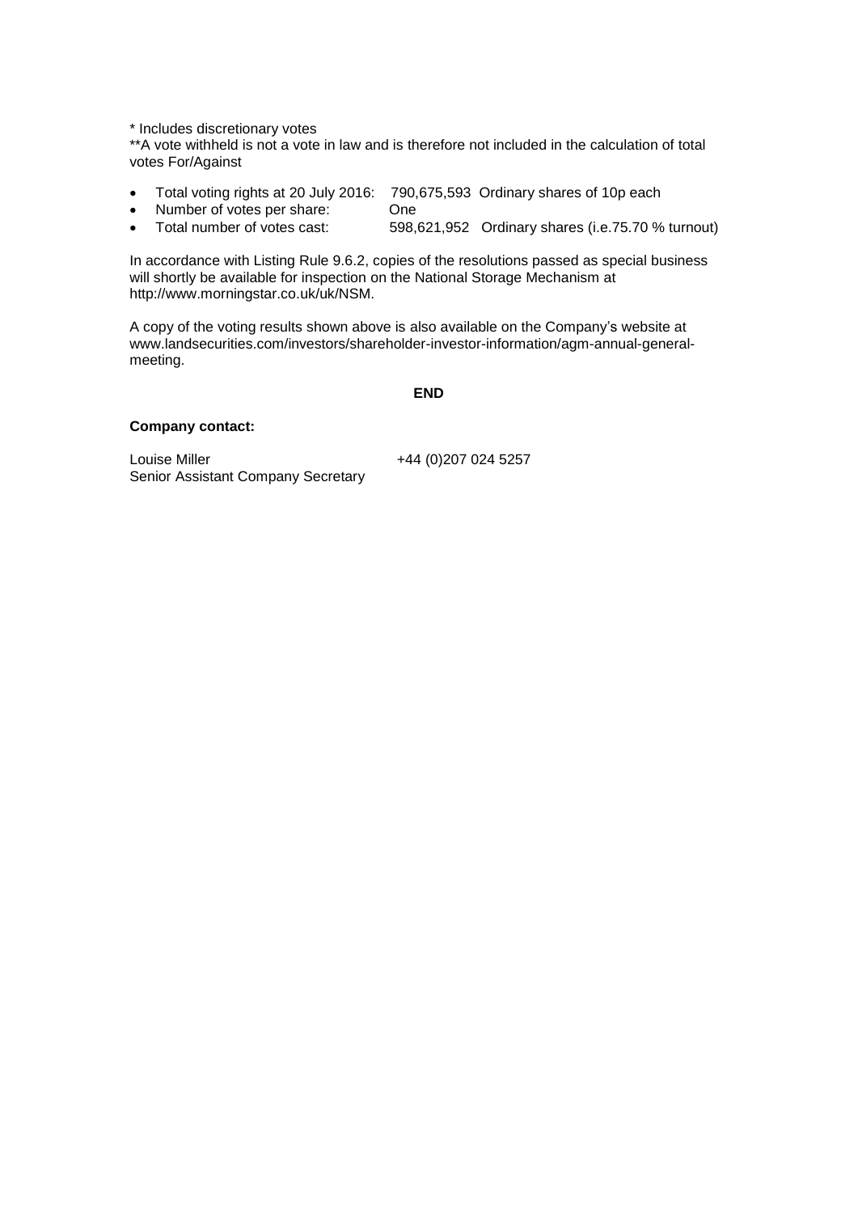* Includes discretionary votes
**A vote withheld is not a vote in law and is therefore not included in the calculation of total votes For/Against

- Total voting rights at 20 July 2016: 790,675,593 Ordinary shares of 10p each
- Number of votes per share: One
- Total number of votes cast: 598,621,952 Ordinary shares (i.e.75.70 % turnout)

In accordance with Listing Rule 9.6.2, copies of the resolutions passed as special business will shortly be available for inspection on the National Storage Mechanism at http://www.morningstar.co.uk/uk/NSM.

A copy of the voting results shown above is also available on the Company's website at www.landsecurities.com/investors/shareholder-investor-information/agm-annual-general-meeting.

**END**

**Company contact:**

Louise Miller +44 (0)207 024 5257
Senior Assistant Company Secretary